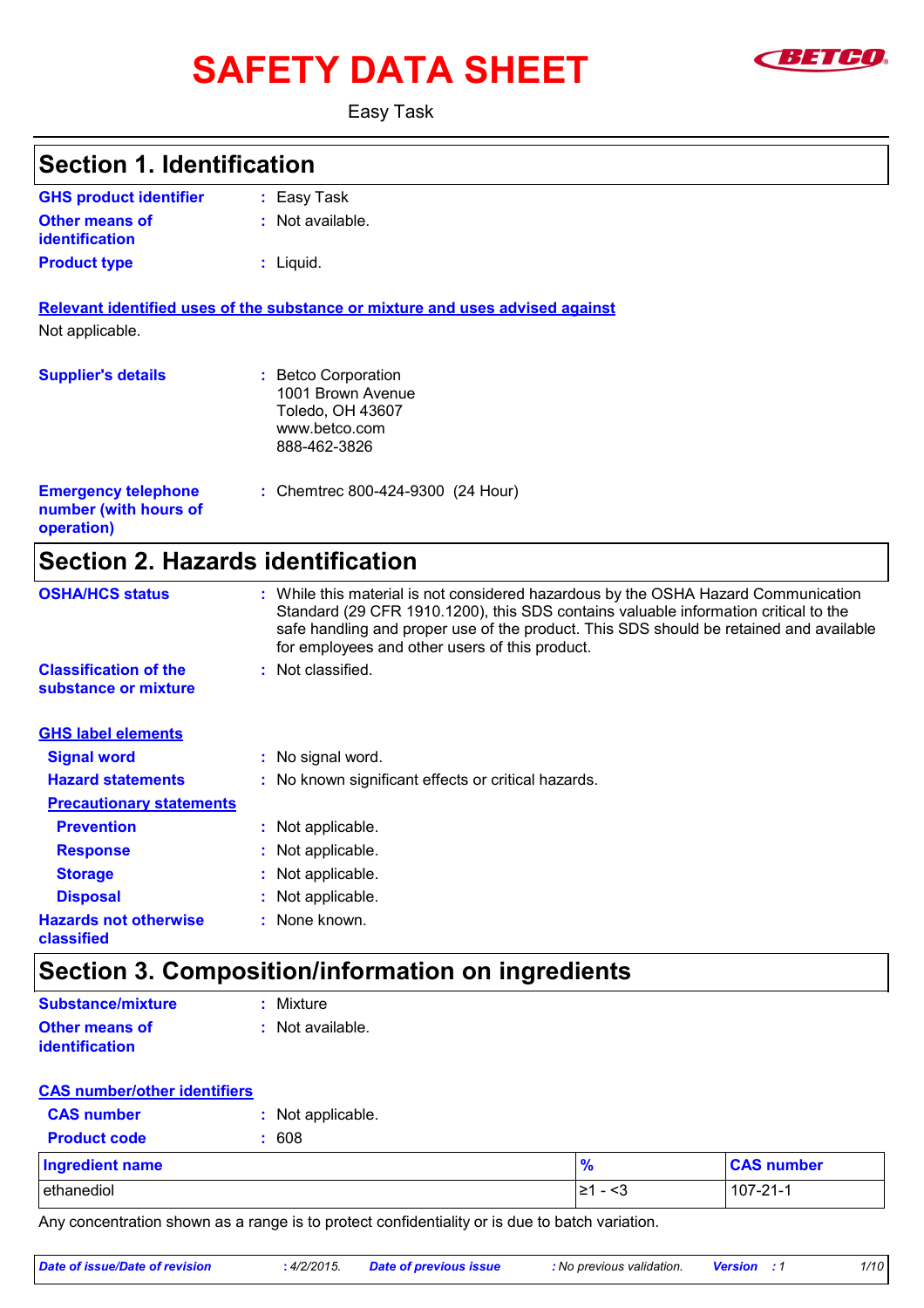# SAFETY DATA SHEET

Easy Task

## Section 1. Identification

**GHS product identifier** : Easy Task

**Other means of identification** : Not available.

**Product type** : Liquid.

**Relevant identified uses of the substance or mixture and uses advised against**

Not applicable.

**Supplier's details** : Betco Corporation
1001 Brown Avenue
Toledo, OH 43607
www.betco.com
888-462-3826

**Emergency telephone number (with hours of operation)** : Chemtrec 800-424-9300 (24 Hour)

## Section 2. Hazards identification

**OSHA/HCS status** : While this material is not considered hazardous by the OSHA Hazard Communication Standard (29 CFR 1910.1200), this SDS contains valuable information critical to the safe handling and proper use of the product. This SDS should be retained and available for employees and other users of this product.

**Classification of the substance or mixture** : Not classified.

**GHS label elements**

**Signal word** : No signal word.

**Hazard statements** : No known significant effects or critical hazards.

**Precautionary statements**

**Prevention** : Not applicable.

**Response** : Not applicable.

**Storage** : Not applicable.

**Disposal** : Not applicable.

**Hazards not otherwise classified** : None known.

## Section 3. Composition/information on ingredients

**Substance/mixture** : Mixture

**Other means of identification** : Not available.

**CAS number/other identifiers**

**CAS number** : Not applicable.

**Product code** : 608

| Ingredient name | % | CAS number |
|---|---|---|
| ethanediol | ≥1 - <3 | 107-21-1 |

Any concentration shown as a range is to protect confidentiality or is due to batch variation.

*Date of issue/Date of revision* : 4/2/2015. *Date of previous issue* : No previous validation. *Version* : 1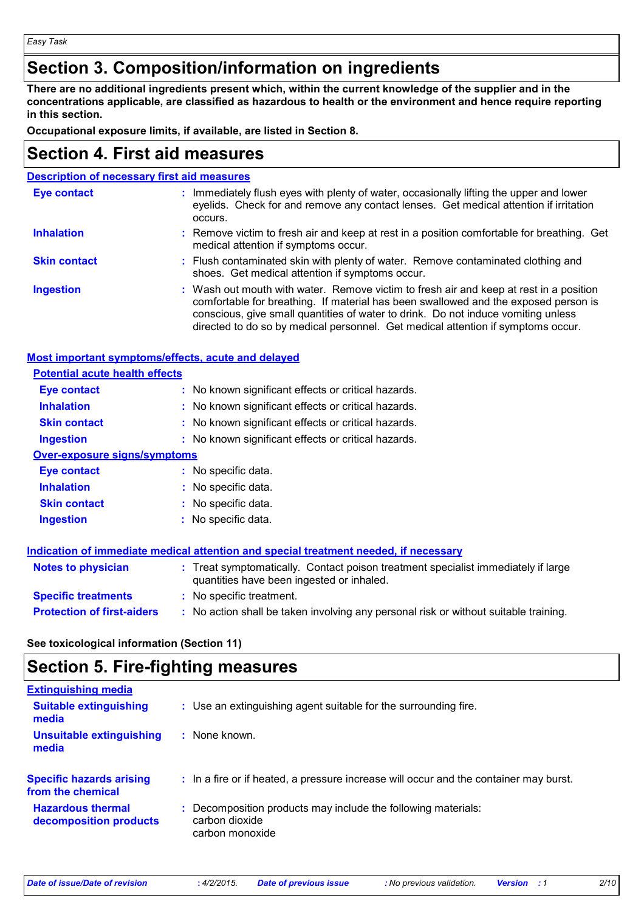# Section 3. Composition/information on ingredients

**There are no additional ingredients present which, within the current knowledge of the supplier and in the concentrations applicable, are classified as hazardous to health or the environment and hence require reporting in this section.**

**Occupational exposure limits, if available, are listed in Section 8.**

# Section 4. First aid measures

## Description of necessary first aid measures

| | |
|---|---|
| **Eye contact** | Immediately flush eyes with plenty of water, occasionally lifting the upper and lower eyelids. Check for and remove any contact lenses. Get medical attention if irritation occurs. |
| **Inhalation** | Remove victim to fresh air and keep at rest in a position comfortable for breathing. Get medical attention if symptoms occur. |
| **Skin contact** | Flush contaminated skin with plenty of water. Remove contaminated clothing and shoes. Get medical attention if symptoms occur. |
| **Ingestion** | Wash out mouth with water. Remove victim to fresh air and keep at rest in a position comfortable for breathing. If material has been swallowed and the exposed person is conscious, give small quantities of water to drink. Do not induce vomiting unless directed to do so by medical personnel. Get medical attention if symptoms occur. |

## Most important symptoms/effects, acute and delayed

### Potential acute health effects

| | |
|---|---|
| **Eye contact** | No known significant effects or critical hazards. |
| **Inhalation** | No known significant effects or critical hazards. |
| **Skin contact** | No known significant effects or critical hazards. |
| **Ingestion** | No known significant effects or critical hazards. |

### Over-exposure signs/symptoms

| | |
|---|---|
| **Eye contact** | No specific data. |
| **Inhalation** | No specific data. |
| **Skin contact** | No specific data. |
| **Ingestion** | No specific data. |

## Indication of immediate medical attention and special treatment needed, if necessary

| | |
|---|---|
| **Notes to physician** | Treat symptomatically. Contact poison treatment specialist immediately if large quantities have been ingested or inhaled. |
| **Specific treatments** | No specific treatment. |
| **Protection of first-aiders** | No action shall be taken involving any personal risk or without suitable training. |

**See toxicological information (Section 11)**

# Section 5. Fire-fighting measures

## Extinguishing media

| | |
|---|---|
| **Suitable extinguishing media** | Use an extinguishing agent suitable for the surrounding fire. |
| **Unsuitable extinguishing media** | None known. |
| **Specific hazards arising from the chemical** | In a fire or if heated, a pressure increase will occur and the container may burst. |
| **Hazardous thermal decomposition products** | Decomposition products may include the following materials:<br>carbon dioxide<br>carbon monoxide |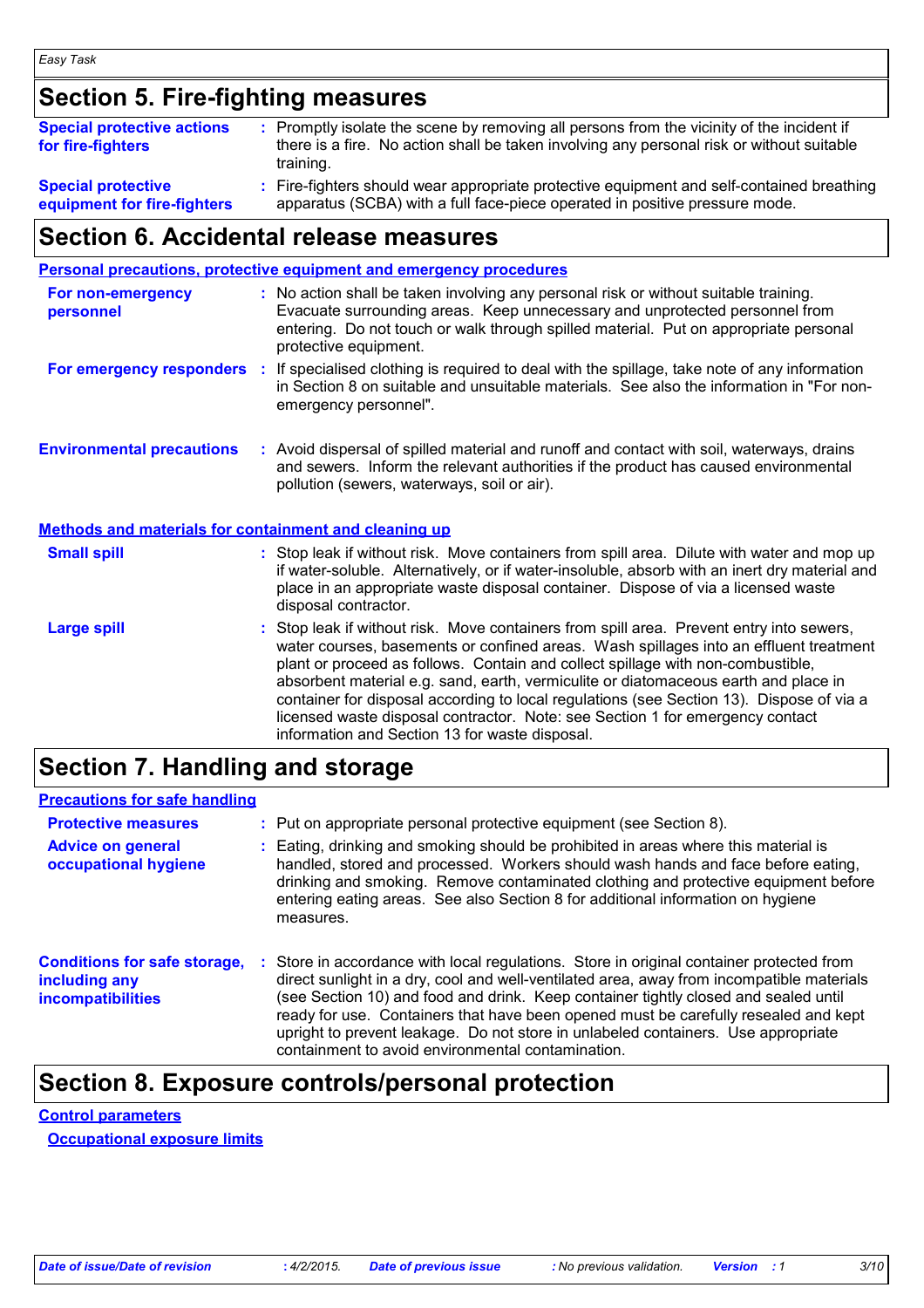## Section 5. Fire-fighting measures

**Special protective actions for fire-fighters** : Promptly isolate the scene by removing all persons from the vicinity of the incident if there is a fire. No action shall be taken involving any personal risk or without suitable training.

**Special protective equipment for fire-fighters** : Fire-fighters should wear appropriate protective equipment and self-contained breathing apparatus (SCBA) with a full face-piece operated in positive pressure mode.

## Section 6. Accidental release measures

### Personal precautions, protective equipment and emergency procedures

**For non-emergency personnel** : No action shall be taken involving any personal risk or without suitable training. Evacuate surrounding areas. Keep unnecessary and unprotected personnel from entering. Do not touch or walk through spilled material. Put on appropriate personal protective equipment.

**For emergency responders** : If specialised clothing is required to deal with the spillage, take note of any information in Section 8 on suitable and unsuitable materials. See also the information in "For non-emergency personnel".

**Environmental precautions** : Avoid dispersal of spilled material and runoff and contact with soil, waterways, drains and sewers. Inform the relevant authorities if the product has caused environmental pollution (sewers, waterways, soil or air).

### Methods and materials for containment and cleaning up

**Small spill** : Stop leak if without risk. Move containers from spill area. Dilute with water and mop up if water-soluble. Alternatively, or if water-insoluble, absorb with an inert dry material and place in an appropriate waste disposal container. Dispose of via a licensed waste disposal contractor.

**Large spill** : Stop leak if without risk. Move containers from spill area. Prevent entry into sewers, water courses, basements or confined areas. Wash spillages into an effluent treatment plant or proceed as follows. Contain and collect spillage with non-combustible, absorbent material e.g. sand, earth, vermiculite or diatomaceous earth and place in container for disposal according to local regulations (see Section 13). Dispose of via a licensed waste disposal contractor. Note: see Section 1 for emergency contact information and Section 13 for waste disposal.

## Section 7. Handling and storage

### Precautions for safe handling

**Protective measures** : Put on appropriate personal protective equipment (see Section 8).

**Advice on general occupational hygiene** : Eating, drinking and smoking should be prohibited in areas where this material is handled, stored and processed. Workers should wash hands and face before eating, drinking and smoking. Remove contaminated clothing and protective equipment before entering eating areas. See also Section 8 for additional information on hygiene measures.

**Conditions for safe storage, including any incompatibilities** : Store in accordance with local regulations. Store in original container protected from direct sunlight in a dry, cool and well-ventilated area, away from incompatible materials (see Section 10) and food and drink. Keep container tightly closed and sealed until ready for use. Containers that have been opened must be carefully resealed and kept upright to prevent leakage. Do not store in unlabeled containers. Use appropriate containment to avoid environmental contamination.

## Section 8. Exposure controls/personal protection

### Control parameters

#### Occupational exposure limits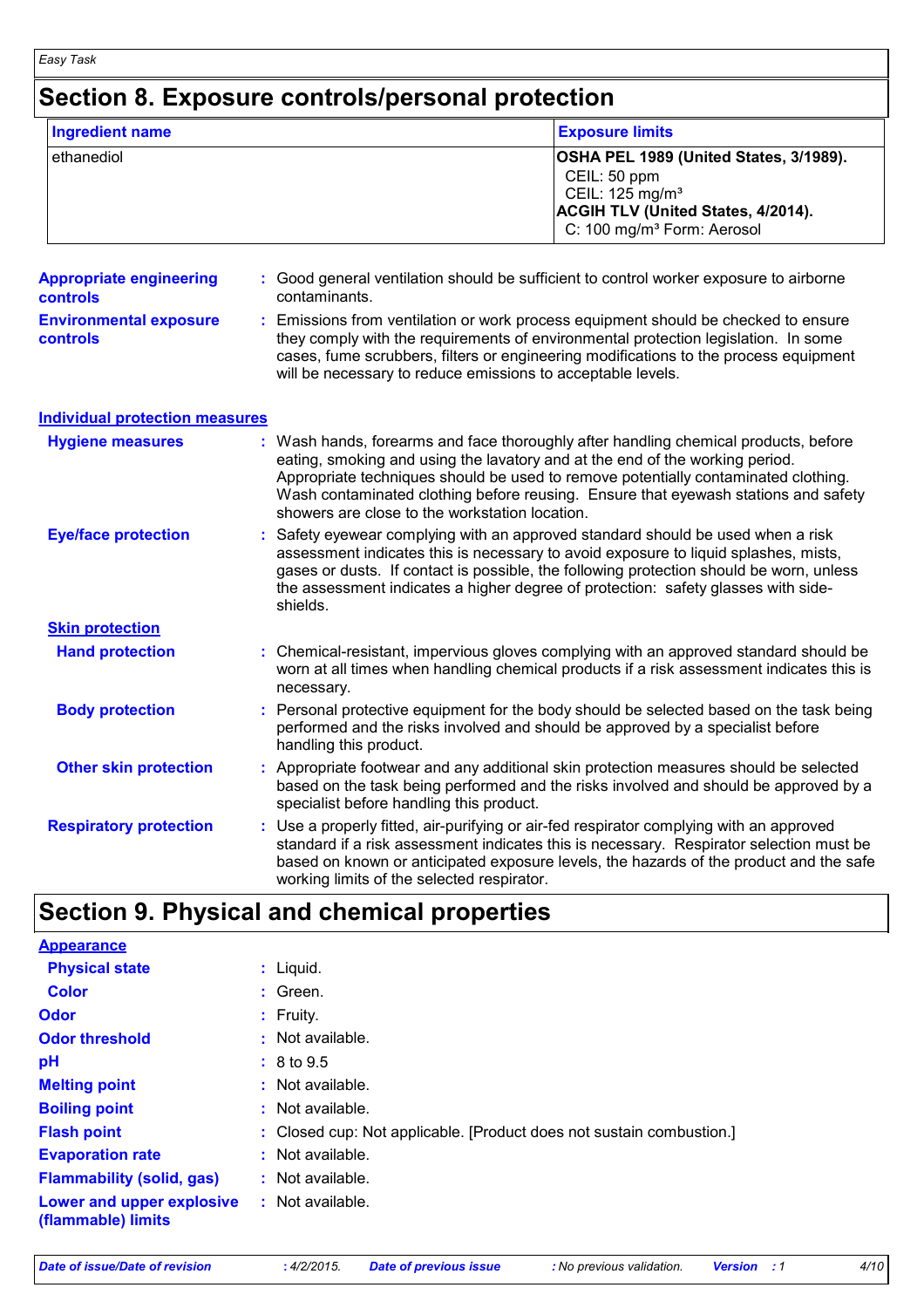## Section 8. Exposure controls/personal protection

| Ingredient name | Exposure limits |
| --- | --- |
| ethanediol | **OSHA PEL 1989 (United States, 3/1989).**<br>CEIL: 50 ppm<br>CEIL: 125 mg/m³<br>**ACGIH TLV (United States, 4/2014).**<br>C: 100 mg/m³ Form: Aerosol |

**Appropriate engineering controls** : Good general ventilation should be sufficient to control worker exposure to airborne contaminants.

**Environmental exposure controls** : Emissions from ventilation or work process equipment should be checked to ensure they comply with the requirements of environmental protection legislation. In some cases, fume scrubbers, filters or engineering modifications to the process equipment will be necessary to reduce emissions to acceptable levels.

### Individual protection measures

**Hygiene measures** : Wash hands, forearms and face thoroughly after handling chemical products, before eating, smoking and using the lavatory and at the end of the working period. Appropriate techniques should be used to remove potentially contaminated clothing. Wash contaminated clothing before reusing. Ensure that eyewash stations and safety showers are close to the workstation location.

**Eye/face protection** : Safety eyewear complying with an approved standard should be used when a risk assessment indicates this is necessary to avoid exposure to liquid splashes, mists, gases or dusts. If contact is possible, the following protection should be worn, unless the assessment indicates a higher degree of protection: safety glasses with side-shields.

**Skin protection**

**Hand protection** : Chemical-resistant, impervious gloves complying with an approved standard should be worn at all times when handling chemical products if a risk assessment indicates this is necessary.

**Body protection** : Personal protective equipment for the body should be selected based on the task being performed and the risks involved and should be approved by a specialist before handling this product.

**Other skin protection** : Appropriate footwear and any additional skin protection measures should be selected based on the task being performed and the risks involved and should be approved by a specialist before handling this product.

**Respiratory protection** : Use a properly fitted, air-purifying or air-fed respirator complying with an approved standard if a risk assessment indicates this is necessary. Respirator selection must be based on known or anticipated exposure levels, the hazards of the product and the safe working limits of the selected respirator.

## Section 9. Physical and chemical properties

**Appearance**

**Physical state** : Liquid.

**Color** : Green.

**Odor** : Fruity.

**Odor threshold** : Not available.

**pH** : 8 to 9.5

**Melting point** : Not available.

**Boiling point** : Not available.

**Flash point** : Closed cup: Not applicable. [Product does not sustain combustion.]

**Evaporation rate** : Not available.

**Flammability (solid, gas)** : Not available.

**Lower and upper explosive (flammable) limits** : Not available.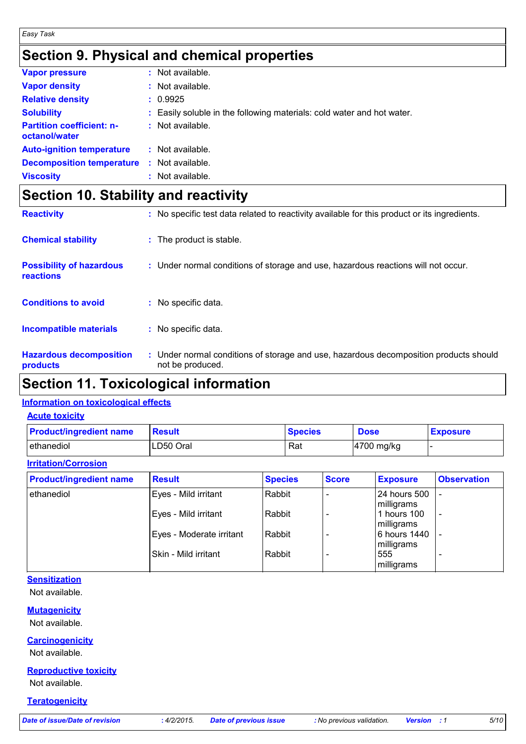## Section 9. Physical and chemical properties

| | | |
|---|---|---|
| **Vapor pressure** | : | Not available. |
| **Vapor density** | : | Not available. |
| **Relative density** | : | 0.9925 |
| **Solubility** | : | Easily soluble in the following materials: cold water and hot water. |
| **Partition coefficient: n-octanol/water** | : | Not available. |
| **Auto-ignition temperature** | : | Not available. |
| **Decomposition temperature** | : | Not available. |
| **Viscosity** | : | Not available. |

## Section 10. Stability and reactivity

| | | |
|---|---|---|
| **Reactivity** | : | No specific test data related to reactivity available for this product or its ingredients. |
| **Chemical stability** | : | The product is stable. |
| **Possibility of hazardous reactions** | : | Under normal conditions of storage and use, hazardous reactions will not occur. |
| **Conditions to avoid** | : | No specific data. |
| **Incompatible materials** | : | No specific data. |
| **Hazardous decomposition products** | : | Under normal conditions of storage and use, hazardous decomposition products should not be produced. |

## Section 11. Toxicological information

### Information on toxicological effects

#### Acute toxicity

| Product/ingredient name | Result | Species | Dose | Exposure |
|---|---|---|---|---|
| ethanediol | LD50 Oral | Rat | 4700 mg/kg | - |

#### Irritation/Corrosion

| Product/ingredient name | Result | Species | Score | Exposure | Observation |
|---|---|---|---|---|---|
| ethanediol | Eyes - Mild irritant | Rabbit | - | 24 hours 500 milligrams | - |
| | Eyes - Mild irritant | Rabbit | - | 1 hours 100 milligrams | - |
| | Eyes - Moderate irritant | Rabbit | - | 6 hours 1440 milligrams | - |
| | Skin - Mild irritant | Rabbit | - | 555 milligrams | - |

#### Sensitization

Not available.

#### Mutagenicity

Not available.

#### Carcinogenicity

Not available.

#### Reproductive toxicity

Not available.

#### Teratogenicity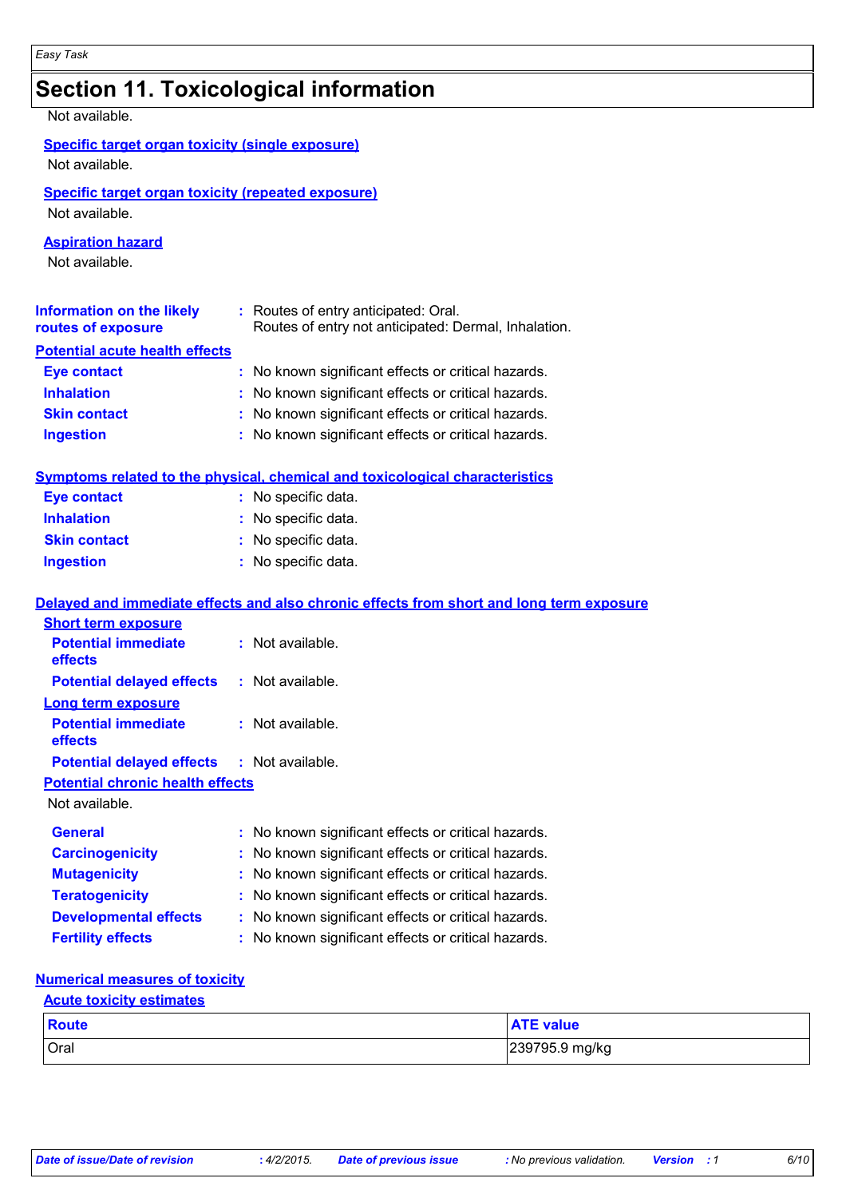## Section 11. Toxicological information

Not available.

**Specific target organ toxicity (single exposure)**

Not available.

**Specific target organ toxicity (repeated exposure)**

Not available.

**Aspiration hazard**

Not available.

**Information on the likely routes of exposure** : Routes of entry anticipated: Oral.
Routes of entry not anticipated: Dermal, Inhalation.

**Potential acute health effects**

**Eye contact** : No known significant effects or critical hazards.
**Inhalation** : No known significant effects or critical hazards.
**Skin contact** : No known significant effects or critical hazards.
**Ingestion** : No known significant effects or critical hazards.

**Symptoms related to the physical, chemical and toxicological characteristics**

**Eye contact** : No specific data.
**Inhalation** : No specific data.
**Skin contact** : No specific data.
**Ingestion** : No specific data.

**Delayed and immediate effects and also chronic effects from short and long term exposure**

**Short term exposure**

**Potential immediate effects** : Not available.
**Potential delayed effects** : Not available.

**Long term exposure**

**Potential immediate effects** : Not available.
**Potential delayed effects** : Not available.

**Potential chronic health effects**

Not available.

**General** : No known significant effects or critical hazards.
**Carcinogenicity** : No known significant effects or critical hazards.
**Mutagenicity** : No known significant effects or critical hazards.
**Teratogenicity** : No known significant effects or critical hazards.
**Developmental effects** : No known significant effects or critical hazards.
**Fertility effects** : No known significant effects or critical hazards.

**Numerical measures of toxicity**

**Acute toxicity estimates**

| Route | ATE value |
|---|---|
| Oral | 239795.9 mg/kg |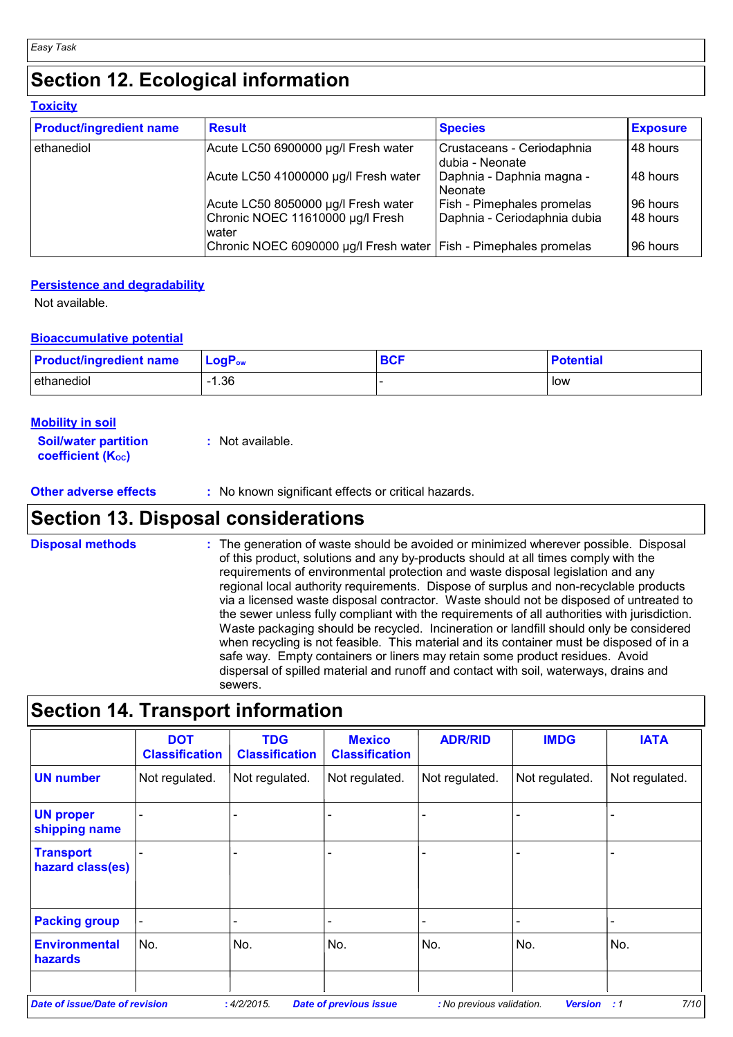Easy Task

# Section 12. Ecological information

### Toxicity

| Product/ingredient name | Result | Species | Exposure |
|---|---|---|---|
| ethanediol | Acute LC50 6900000 µg/l Fresh water | Crustaceans - Ceriodaphnia dubia - Neonate | 48 hours |
| | Acute LC50 41000000 µg/l Fresh water | Daphnia - Daphnia magna - Neonate | 48 hours |
| | Acute LC50 8050000 µg/l Fresh water | Fish - Pimephales promelas | 96 hours |
| | Chronic NOEC 11610000 µg/l Fresh water | Daphnia - Ceriodaphnia dubia | 48 hours |
| | Chronic NOEC 6090000 µg/l Fresh water | Fish - Pimephales promelas | 96 hours |

### Persistence and degradability

Not available.

### Bioaccumulative potential

| Product/ingredient name | $LogP_{ow}$ | BCF | Potential |
|---|---|---|---|
| ethanediol | -1.36 | - | low |

### Mobility in soil

**Soil/water partition coefficient ($K_{OC}$)** : Not available.

**Other adverse effects** : No known significant effects or critical hazards.

# Section 13. Disposal considerations

**Disposal methods** : The generation of waste should be avoided or minimized wherever possible. Disposal of this product, solutions and any by-products should at all times comply with the requirements of environmental protection and waste disposal legislation and any regional local authority requirements. Dispose of surplus and non-recyclable products via a licensed waste disposal contractor. Waste should not be disposed of untreated to the sewer unless fully compliant with the requirements of all authorities with jurisdiction. Waste packaging should be recycled. Incineration or landfill should only be considered when recycling is not feasible. This material and its container must be disposed of in a safe way. Empty containers or liners may retain some product residues. Avoid dispersal of spilled material and runoff and contact with soil, waterways, drains and sewers.

# Section 14. Transport information

| | DOT Classification | TDG Classification | Mexico Classification | ADR/RID | IMDG | IATA |
|---|---|---|---|---|---|---|
| **UN number** | Not regulated. | Not regulated. | Not regulated. | Not regulated. | Not regulated. | Not regulated. |
| **UN proper shipping name** | - | - | - | - | - | - |
| **Transport hazard class(es)** | - | - | - | - | - | - |
| **Packing group** | - | - | - | - | - | - |
| **Environmental hazards** | No. | No. | No. | No. | No. | No. |
| | | | | | | |

*Date of issue/Date of revision : 4/2/2015. Date of previous issue : No previous validation. Version : 1*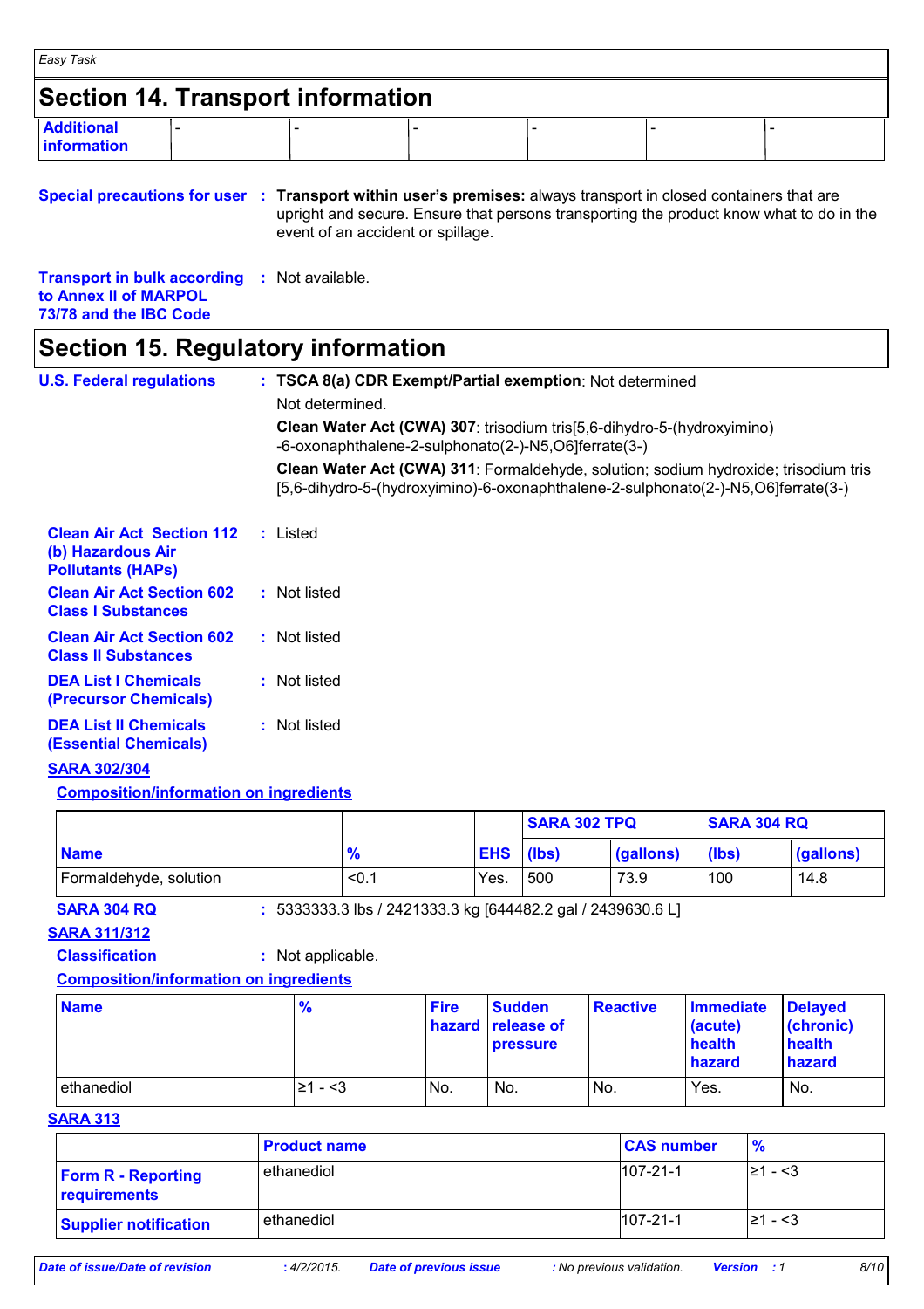*Easy Task*

## Section 14. Transport information

| Additional information | - | - | - | - | - | - |
|---|---|---|---|---|---|---|

**Special precautions for user** : **Transport within user's premises:** always transport in closed containers that are upright and secure. Ensure that persons transporting the product know what to do in the event of an accident or spillage.

**Transport in bulk according to Annex II of MARPOL 73/78 and the IBC Code** : Not available.

## Section 15. Regulatory information

**U.S. Federal regulations** : **TSCA 8(a) CDR Exempt/Partial exemption**: Not determined

Not determined.

**Clean Water Act (CWA) 307**: trisodium tris[5,6-dihydro-5-(hydroxyimino)-6-oxonaphthalene-2-sulphonato(2-)-N5,O6]ferrate(3-)

**Clean Water Act (CWA) 311**: Formaldehyde, solution; sodium hydroxide; trisodium tris[5,6-dihydro-5-(hydroxyimino)-6-oxonaphthalene-2-sulphonato(2-)-N5,O6]ferrate(3-)

**Clean Air Act Section 112 (b) Hazardous Air Pollutants (HAPs)** : Listed

**Clean Air Act Section 602 Class I Substances** : Not listed

**Clean Air Act Section 602 Class II Substances** : Not listed

**DEA List I Chemicals (Precursor Chemicals)** : Not listed

**DEA List II Chemicals (Essential Chemicals)** : Not listed

**SARA 302/304**

**Composition/information on ingredients**

| | | | SARA 302 TPQ | | SARA 304 RQ | |
|---|---|---|---|---|---|---|
| **Name** | **%** | **EHS** | **(lbs)** | **(gallons)** | **(lbs)** | **(gallons)** |
| Formaldehyde, solution | <0.1 | Yes. | 500 | 73.9 | 100 | 14.8 |

**SARA 304 RQ** : 5333333.3 lbs / 2421333.3 kg [644482.2 gal / 2439630.6 L]

**SARA 311/312**

**Classification** : Not applicable.

**Composition/information on ingredients**

| Name | % | Fire hazard | Sudden release of pressure | Reactive | Immediate (acute) health hazard | Delayed (chronic) health hazard |
|---|---|---|---|---|---|---|
| ethanediol | ≥1 - <3 | No. | No. | No. | Yes. | No. |

**SARA 313**

| | Product name | CAS number | % |
|---|---|---|---|
| **Form R - Reporting requirements** | ethanediol | 107-21-1 | ≥1 - <3 |
| **Supplier notification** | ethanediol | 107-21-1 | ≥1 - <3 |

*Date of issue/Date of revision* : 4/2/2015. *Date of previous issue* : No previous validation. *Version* : 1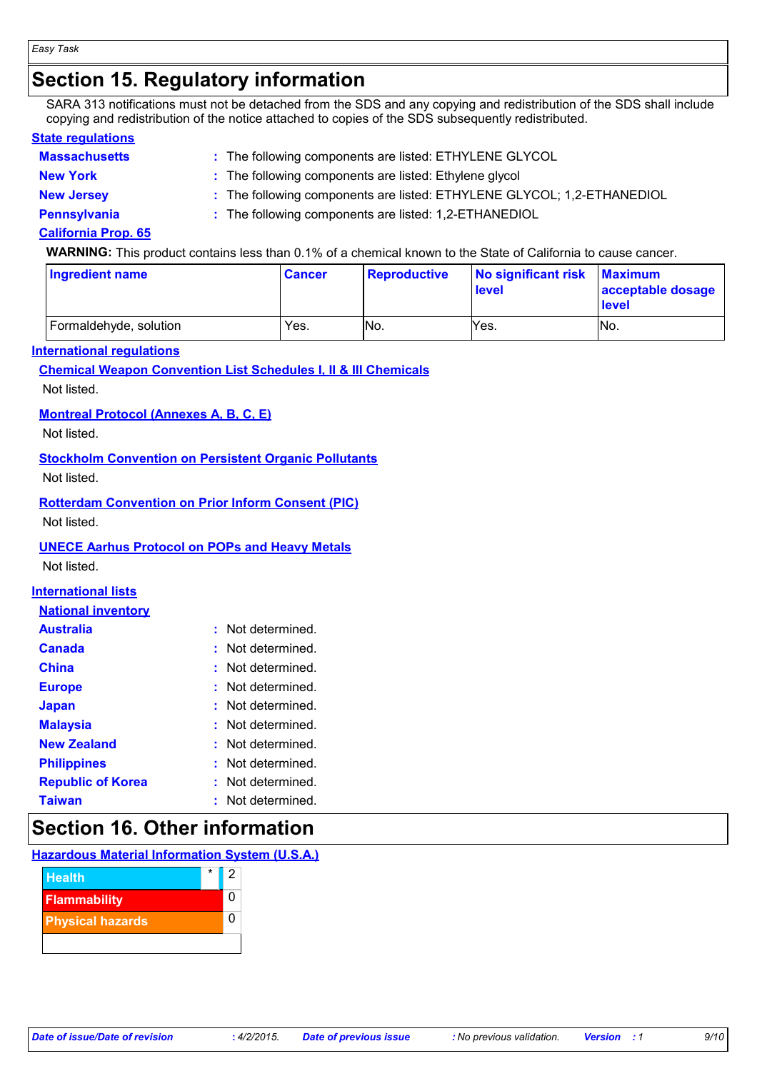# Section 15. Regulatory information

SARA 313 notifications must not be detached from the SDS and any copying and redistribution of the SDS shall include copying and redistribution of the notice attached to copies of the SDS subsequently redistributed.

## State regulations

**Massachusetts** : The following components are listed: ETHYLENE GLYCOL

**New York** : The following components are listed: Ethylene glycol

**New Jersey** : The following components are listed: ETHYLENE GLYCOL; 1,2-ETHANEDIOL

**Pennsylvania** : The following components are listed: 1,2-ETHANEDIOL

### California Prop. 65

**WARNING:** This product contains less than 0.1% of a chemical known to the State of California to cause cancer.

| Ingredient name | Cancer | Reproductive | No significant risk level | Maximum acceptable dosage level |
|---|---|---|---|---|
| Formaldehyde, solution | Yes. | No. | Yes. | No. |

## International regulations

### Chemical Weapon Convention List Schedules I, II & III Chemicals

Not listed.

### Montreal Protocol (Annexes A, B, C, E)

Not listed.

### Stockholm Convention on Persistent Organic Pollutants

Not listed.

### Rotterdam Convention on Prior Inform Consent (PIC)

Not listed.

### UNECE Aarhus Protocol on POPs and Heavy Metals

Not listed.

## International lists

### National inventory

**Australia** : Not determined.

**Canada** : Not determined.

**China** : Not determined.

**Europe** : Not determined.

**Japan** : Not determined.

**Malaysia** : Not determined.

**New Zealand** : Not determined.

**Philippines** : Not determined.

**Republic of Korea** : Not determined.

**Taiwan** : Not determined.

# Section 16. Other information

## Hazardous Material Information System (U.S.A.)

| | | |
|---|---|---|
| Health | * | 2 |
| Flammability | | 0 |
| Physical hazards | | 0 |

*Date of issue/Date of revision* : 4/2/2015. *Date of previous issue* : No previous validation. *Version* : 1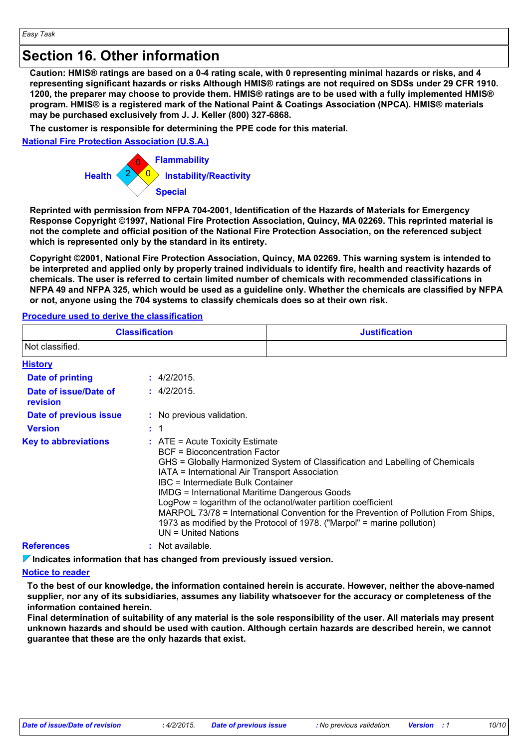# Section 16. Other information

**Caution: HMIS® ratings are based on a 0-4 rating scale, with 0 representing minimal hazards or risks, and 4 representing significant hazards or risks Although HMIS® ratings are not required on SDSs under 29 CFR 1910. 1200, the preparer may choose to provide them. HMIS® ratings are to be used with a fully implemented HMIS® program. HMIS® is a registered mark of the National Paint & Coatings Association (NPCA). HMIS® materials may be purchased exclusively from J. J. Keller (800) 327-6868.**

**The customer is responsible for determining the PPE code for this material.**

**National Fire Protection Association (U.S.A.)**

Flammability: 0
Health: 2
Instability/Reactivity: 0
Special

**Reprinted with permission from NFPA 704-2001, Identification of the Hazards of Materials for Emergency Response Copyright ©1997, National Fire Protection Association, Quincy, MA 02269. This reprinted material is not the complete and official position of the National Fire Protection Association, on the referenced subject which is represented only by the standard in its entirety.**

**Copyright ©2001, National Fire Protection Association, Quincy, MA 02269. This warning system is intended to be interpreted and applied only by properly trained individuals to identify fire, health and reactivity hazards of chemicals. The user is referred to certain limited number of chemicals with recommended classifications in NFPA 49 and NFPA 325, which would be used as a guideline only. Whether the chemicals are classified by NFPA or not, anyone using the 704 systems to classify chemicals does so at their own risk.**

**Procedure used to derive the classification**

| Classification | Justification |
|---|---|
| Not classified. | |

**History**

**Date of printing** : 4/2/2015.

**Date of issue/Date of revision** : 4/2/2015.

**Date of previous issue** : No previous validation.

**Version** : 1

**Key to abbreviations** : ATE = Acute Toxicity Estimate
BCF = Bioconcentration Factor
GHS = Globally Harmonized System of Classification and Labelling of Chemicals
IATA = International Air Transport Association
IBC = Intermediate Bulk Container
IMDG = International Maritime Dangerous Goods
LogPow = logarithm of the octanol/water partition coefficient
MARPOL 73/78 = International Convention for the Prevention of Pollution From Ships, 1973 as modified by the Protocol of 1978. ("Marpol" = marine pollution)
UN = United Nations

**References** : Not available.

**Indicates information that has changed from previously issued version.**

**Notice to reader**

**To the best of our knowledge, the information contained herein is accurate. However, neither the above-named supplier, nor any of its subsidiaries, assumes any liability whatsoever for the accuracy or completeness of the information contained herein.**
**Final determination of suitability of any material is the sole responsibility of the user. All materials may present unknown hazards and should be used with caution. Although certain hazards are described herein, we cannot guarantee that these are the only hazards that exist.**